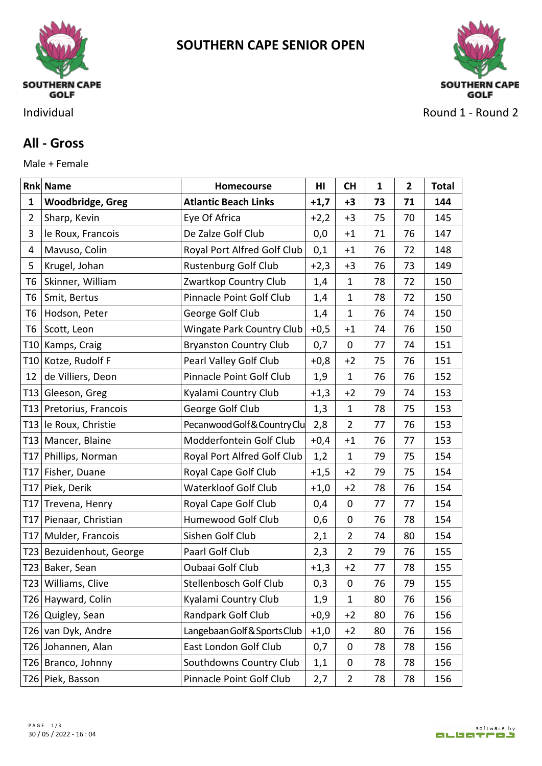# SOUTHERN CAPE SENIOR OPEN

Individual

Round 1 - Round 2

## All - Gross

Male + Female

| Rnk | Name | Homecourse | HI | CH | 1 | 2 | Total |
|---|---|---|---|---|---|---|---|
| **1** | **Woodbridge, Greg** | **Atlantic Beach Links** | **+1,7** | **+3** | **73** | **71** | **144** |
| 2 | Sharp, Kevin | Eye Of Africa | +2,2 | +3 | 75 | 70 | 145 |
| 3 | le Roux, Francois | De Zalze Golf Club | 0,0 | +1 | 71 | 76 | 147 |
| 4 | Mavuso, Colin | Royal Port Alfred Golf Club | 0,1 | +1 | 76 | 72 | 148 |
| 5 | Krugel, Johan | Rustenburg Golf Club | +2,3 | +3 | 76 | 73 | 149 |
| T6 | Skinner, William | Zwartkop Country Club | 1,4 | 1 | 78 | 72 | 150 |
| T6 | Smit, Bertus | Pinnacle Point Golf Club | 1,4 | 1 | 78 | 72 | 150 |
| T6 | Hodson, Peter | George Golf Club | 1,4 | 1 | 76 | 74 | 150 |
| T6 | Scott, Leon | Wingate Park Country Club | +0,5 | +1 | 74 | 76 | 150 |
| T10 | Kamps, Craig | Bryanston Country Club | 0,7 | 0 | 77 | 74 | 151 |
| T10 | Kotze, Rudolf F | Pearl Valley Golf Club | +0,8 | +2 | 75 | 76 | 151 |
| 12 | de Villiers, Deon | Pinnacle Point Golf Club | 1,9 | 1 | 76 | 76 | 152 |
| T13 | Gleeson, Greg | Kyalami Country Club | +1,3 | +2 | 79 | 74 | 153 |
| T13 | Pretorius, Francois | George Golf Club | 1,3 | 1 | 78 | 75 | 153 |
| T13 | le Roux, Christie | Pecanwood Golf & Country Clu | 2,8 | 2 | 77 | 76 | 153 |
| T13 | Mancer, Blaine | Modderfontein Golf Club | +0,4 | +1 | 76 | 77 | 153 |
| T17 | Phillips, Norman | Royal Port Alfred Golf Club | 1,2 | 1 | 79 | 75 | 154 |
| T17 | Fisher, Duane | Royal Cape Golf Club | +1,5 | +2 | 79 | 75 | 154 |
| T17 | Piek, Derik | Waterkloof Golf Club | +1,0 | +2 | 78 | 76 | 154 |
| T17 | Trevena, Henry | Royal Cape Golf Club | 0,4 | 0 | 77 | 77 | 154 |
| T17 | Pienaar, Christian | Humewood Golf Club | 0,6 | 0 | 76 | 78 | 154 |
| T17 | Mulder, Francois | Sishen Golf Club | 2,1 | 2 | 74 | 80 | 154 |
| T23 | Bezuidenhout, George | Paarl Golf Club | 2,3 | 2 | 79 | 76 | 155 |
| T23 | Baker, Sean | Oubaai Golf Club | +1,3 | +2 | 77 | 78 | 155 |
| T23 | Williams, Clive | Stellenbosch Golf Club | 0,3 | 0 | 76 | 79 | 155 |
| T26 | Hayward, Colin | Kyalami Country Club | 1,9 | 1 | 80 | 76 | 156 |
| T26 | Quigley, Sean | Randpark Golf Club | +0,9 | +2 | 80 | 76 | 156 |
| T26 | van Dyk, Andre | Langebaan Golf & Sports Club | +1,0 | +2 | 80 | 76 | 156 |
| T26 | Johannen, Alan | East London Golf Club | 0,7 | 0 | 78 | 78 | 156 |
| T26 | Branco, Johnny | Southdowns Country Club | 1,1 | 0 | 78 | 78 | 156 |
| T26 | Piek, Basson | Pinnacle Point Golf Club | 2,7 | 2 | 78 | 78 | 156 |

30 / 05 / 2022 - 16 : 04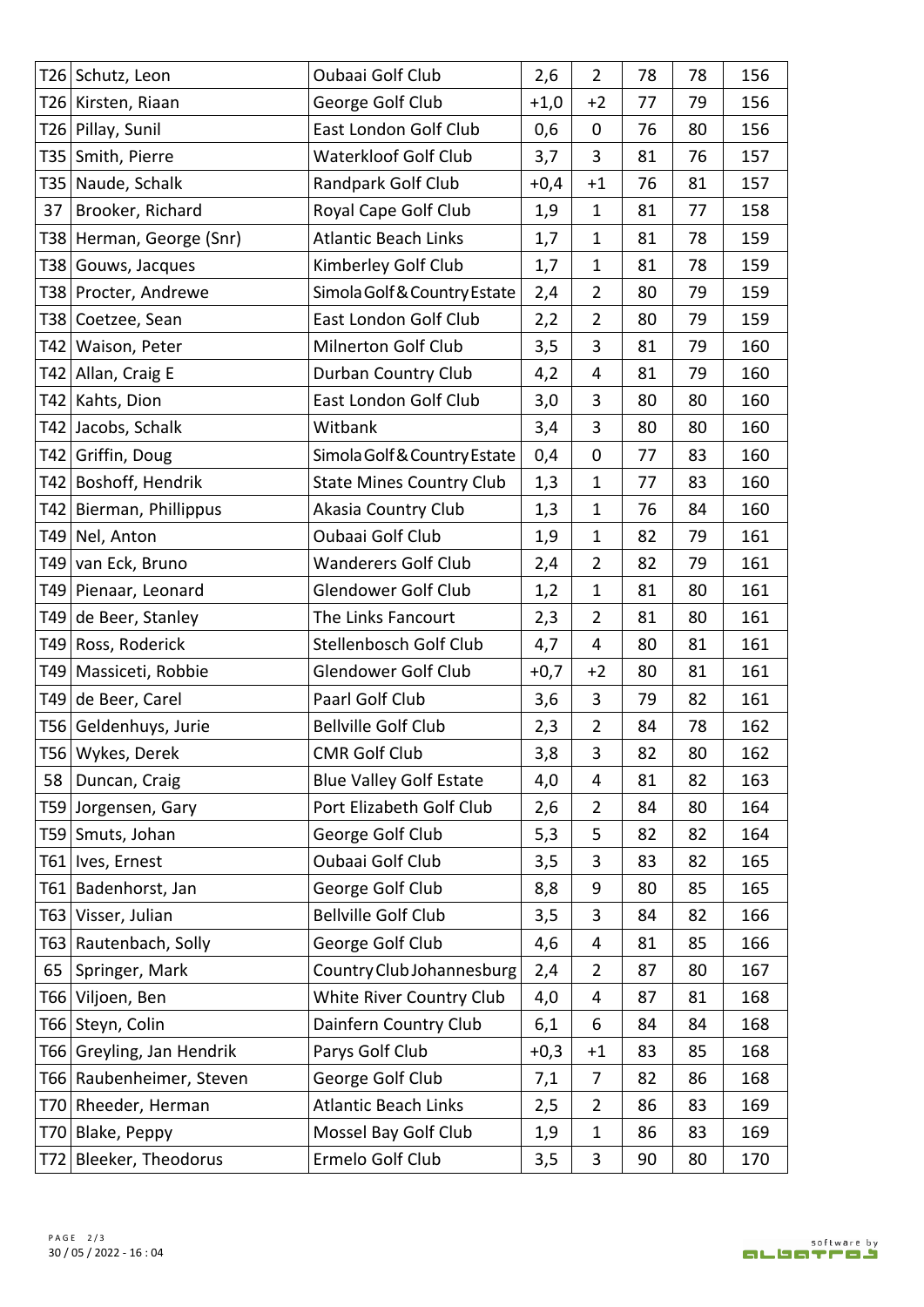| | | | | | | | |
|---|---|---|---|---|---|---|---|
| T26 | Schutz, Leon | Oubaai Golf Club | 2,6 | 2 | 78 | 78 | 156 |
| T26 | Kirsten, Riaan | George Golf Club | +1,0 | +2 | 77 | 79 | 156 |
| T26 | Pillay, Sunil | East London Golf Club | 0,6 | 0 | 76 | 80 | 156 |
| T35 | Smith, Pierre | Waterkloof Golf Club | 3,7 | 3 | 81 | 76 | 157 |
| T35 | Naude, Schalk | Randpark Golf Club | +0,4 | +1 | 76 | 81 | 157 |
| 37 | Brooker, Richard | Royal Cape Golf Club | 1,9 | 1 | 81 | 77 | 158 |
| T38 | Herman, George (Snr) | Atlantic Beach Links | 1,7 | 1 | 81 | 78 | 159 |
| T38 | Gouws, Jacques | Kimberley Golf Club | 1,7 | 1 | 81 | 78 | 159 |
| T38 | Procter, Andrewe | Simola Golf & Country Estate | 2,4 | 2 | 80 | 79 | 159 |
| T38 | Coetzee, Sean | East London Golf Club | 2,2 | 2 | 80 | 79 | 159 |
| T42 | Waison, Peter | Milnerton Golf Club | 3,5 | 3 | 81 | 79 | 160 |
| T42 | Allan, Craig E | Durban Country Club | 4,2 | 4 | 81 | 79 | 160 |
| T42 | Kahts, Dion | East London Golf Club | 3,0 | 3 | 80 | 80 | 160 |
| T42 | Jacobs, Schalk | Witbank | 3,4 | 3 | 80 | 80 | 160 |
| T42 | Griffin, Doug | Simola Golf & Country Estate | 0,4 | 0 | 77 | 83 | 160 |
| T42 | Boshoff, Hendrik | State Mines Country Club | 1,3 | 1 | 77 | 83 | 160 |
| T42 | Bierman, Phillippus | Akasia Country Club | 1,3 | 1 | 76 | 84 | 160 |
| T49 | Nel, Anton | Oubaai Golf Club | 1,9 | 1 | 82 | 79 | 161 |
| T49 | van Eck, Bruno | Wanderers Golf Club | 2,4 | 2 | 82 | 79 | 161 |
| T49 | Pienaar, Leonard | Glendower Golf Club | 1,2 | 1 | 81 | 80 | 161 |
| T49 | de Beer, Stanley | The Links Fancourt | 2,3 | 2 | 81 | 80 | 161 |
| T49 | Ross, Roderick | Stellenbosch Golf Club | 4,7 | 4 | 80 | 81 | 161 |
| T49 | Massiceti, Robbie | Glendower Golf Club | +0,7 | +2 | 80 | 81 | 161 |
| T49 | de Beer, Carel | Paarl Golf Club | 3,6 | 3 | 79 | 82 | 161 |
| T56 | Geldenhuys, Jurie | Bellville Golf Club | 2,3 | 2 | 84 | 78 | 162 |
| T56 | Wykes, Derek | CMR Golf Club | 3,8 | 3 | 82 | 80 | 162 |
| 58 | Duncan, Craig | Blue Valley Golf Estate | 4,0 | 4 | 81 | 82 | 163 |
| T59 | Jorgensen, Gary | Port Elizabeth Golf Club | 2,6 | 2 | 84 | 80 | 164 |
| T59 | Smuts, Johan | George Golf Club | 5,3 | 5 | 82 | 82 | 164 |
| T61 | Ives, Ernest | Oubaai Golf Club | 3,5 | 3 | 83 | 82 | 165 |
| T61 | Badenhorst, Jan | George Golf Club | 8,8 | 9 | 80 | 85 | 165 |
| T63 | Visser, Julian | Bellville Golf Club | 3,5 | 3 | 84 | 82 | 166 |
| T63 | Rautenbach, Solly | George Golf Club | 4,6 | 4 | 81 | 85 | 166 |
| 65 | Springer, Mark | Country Club Johannesburg | 2,4 | 2 | 87 | 80 | 167 |
| T66 | Viljoen, Ben | White River Country Club | 4,0 | 4 | 87 | 81 | 168 |
| T66 | Steyn, Colin | Dainfern Country Club | 6,1 | 6 | 84 | 84 | 168 |
| T66 | Greyling, Jan Hendrik | Parys Golf Club | +0,3 | +1 | 83 | 85 | 168 |
| T66 | Raubenheimer, Steven | George Golf Club | 7,1 | 7 | 82 | 86 | 168 |
| T70 | Rheeder, Herman | Atlantic Beach Links | 2,5 | 2 | 86 | 83 | 169 |
| T70 | Blake, Peppy | Mossel Bay Golf Club | 1,9 | 1 | 86 | 83 | 169 |
| T72 | Bleeker, Theodorus | Ermelo Golf Club | 3,5 | 3 | 90 | 80 | 170 |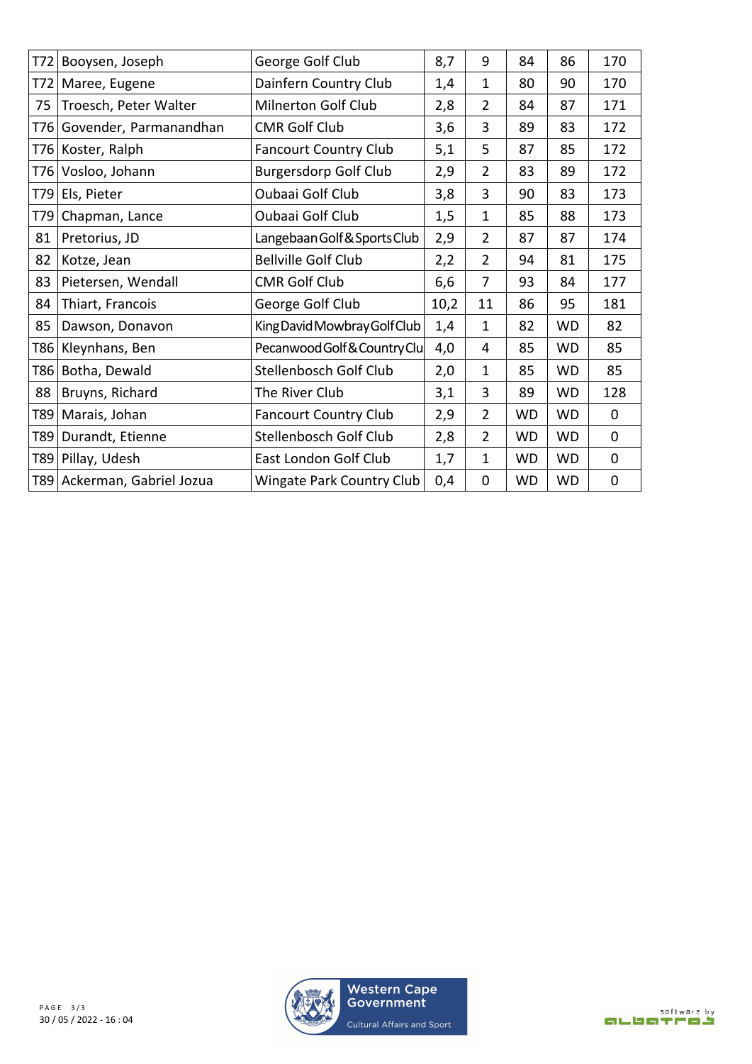| | | | | | | | |
|---|---|---|---|---|---|---|---|
| T72 | Booysen, Joseph | George Golf Club | 8,7 | 9 | 84 | 86 | 170 |
| T72 | Maree, Eugene | Dainfern Country Club | 1,4 | 1 | 80 | 90 | 170 |
| 75 | Troesch, Peter Walter | Milnerton Golf Club | 2,8 | 2 | 84 | 87 | 171 |
| T76 | Govender, Parmanandhan | CMR Golf Club | 3,6 | 3 | 89 | 83 | 172 |
| T76 | Koster, Ralph | Fancourt Country Club | 5,1 | 5 | 87 | 85 | 172 |
| T76 | Vosloo, Johann | Burgersdorp Golf Club | 2,9 | 2 | 83 | 89 | 172 |
| T79 | Els, Pieter | Oubaai Golf Club | 3,8 | 3 | 90 | 83 | 173 |
| T79 | Chapman, Lance | Oubaai Golf Club | 1,5 | 1 | 85 | 88 | 173 |
| 81 | Pretorius, JD | Langebaan Golf & Sports Club | 2,9 | 2 | 87 | 87 | 174 |
| 82 | Kotze, Jean | Bellville Golf Club | 2,2 | 2 | 94 | 81 | 175 |
| 83 | Pietersen, Wendall | CMR Golf Club | 6,6 | 7 | 93 | 84 | 177 |
| 84 | Thiart, Francois | George Golf Club | 10,2 | 11 | 86 | 95 | 181 |
| 85 | Dawson, Donavon | King David Mowbray Golf Club | 1,4 | 1 | 82 | WD | 82 |
| T86 | Kleynhans, Ben | Pecanwood Golf & Country Clu | 4,0 | 4 | 85 | WD | 85 |
| T86 | Botha, Dewald | Stellenbosch Golf Club | 2,0 | 1 | 85 | WD | 85 |
| 88 | Bruyns, Richard | The River Club | 3,1 | 3 | 89 | WD | 128 |
| T89 | Marais, Johan | Fancourt Country Club | 2,9 | 2 | WD | WD | 0 |
| T89 | Durandt, Etienne | Stellenbosch Golf Club | 2,8 | 2 | WD | WD | 0 |
| T89 | Pillay, Udesh | East London Golf Club | 1,7 | 1 | WD | WD | 0 |
| T89 | Ackerman, Gabriel Jozua | Wingate Park Country Club | 0,4 | 0 | WD | WD | 0 |

30 / 05 / 2022 - 16 : 04

Western Cape Government
Cultural Affairs and Sport

software by albatros